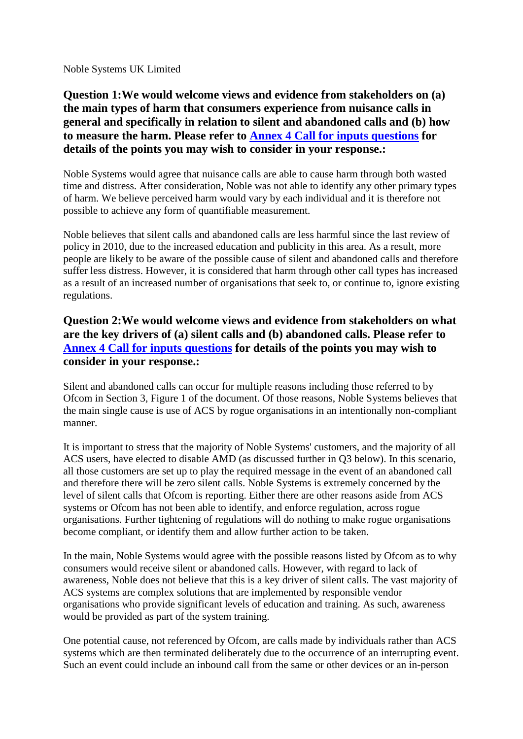Noble Systems UK Limited

**Question 1:We would welcome views and evidence from stakeholders on (a) the main types of harm that consumers experience from nuisance calls in general and specifically in relation to silent and abandoned calls and (b) how to measure the harm. Please refer to [Annex 4 Call for inputs questions] for details of the points you may wish to consider in your response.:**

Noble Systems would agree that nuisance calls are able to cause harm through both wasted time and distress. After consideration, Noble was not able to identify any other primary types of harm. We believe perceived harm would vary by each individual and it is therefore not possible to achieve any form of quantifiable measurement.

Noble believes that silent calls and abandoned calls are less harmful since the last review of policy in 2010, due to the increased education and publicity in this area. As a result, more people are likely to be aware of the possible cause of silent and abandoned calls and therefore suffer less distress. However, it is considered that harm through other call types has increased as a result of an increased number of organisations that seek to, or continue to, ignore existing regulations.

**Question 2:We would welcome views and evidence from stakeholders on what are the key drivers of (a) silent calls and (b) abandoned calls. Please refer to [Annex 4 Call for inputs questions] for details of the points you may wish to consider in your response.:**

Silent and abandoned calls can occur for multiple reasons including those referred to by Ofcom in Section 3, Figure 1 of the document. Of those reasons, Noble Systems believes that the main single cause is use of ACS by rogue organisations in an intentionally non-compliant manner.

It is important to stress that the majority of Noble Systems' customers, and the majority of all ACS users, have elected to disable AMD (as discussed further in Q3 below). In this scenario, all those customers are set up to play the required message in the event of an abandoned call and therefore there will be zero silent calls. Noble Systems is extremely concerned by the level of silent calls that Ofcom is reporting. Either there are other reasons aside from ACS systems or Ofcom has not been able to identify, and enforce regulation, across rogue organisations. Further tightening of regulations will do nothing to make rogue organisations become compliant, or identify them and allow further action to be taken.

In the main, Noble Systems would agree with the possible reasons listed by Ofcom as to why consumers would receive silent or abandoned calls. However, with regard to lack of awareness, Noble does not believe that this is a key driver of silent calls. The vast majority of ACS systems are complex solutions that are implemented by responsible vendor organisations who provide significant levels of education and training. As such, awareness would be provided as part of the system training.

One potential cause, not referenced by Ofcom, are calls made by individuals rather than ACS systems which are then terminated deliberately due to the occurrence of an interrupting event. Such an event could include an inbound call from the same or other devices or an in-person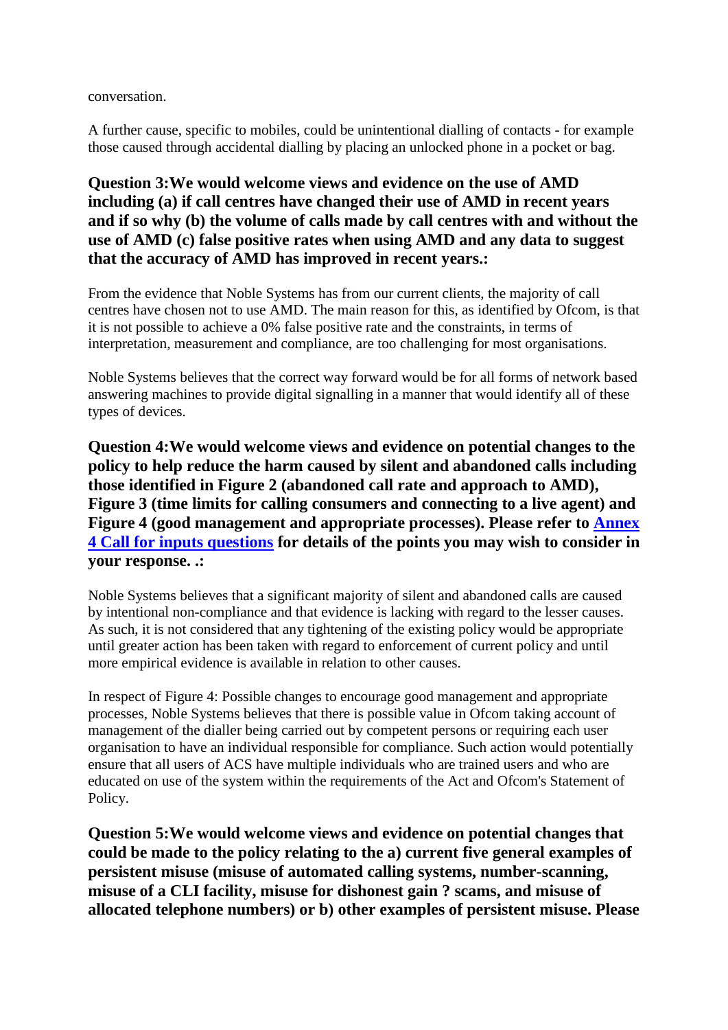conversation.

A further cause, specific to mobiles, could be unintentional dialling of contacts - for example those caused through accidental dialling by placing an unlocked phone in a pocket or bag.

**Question 3:We would welcome views and evidence on the use of AMD including (a) if call centres have changed their use of AMD in recent years and if so why (b) the volume of calls made by call centres with and without the use of AMD (c) false positive rates when using AMD and any data to suggest that the accuracy of AMD has improved in recent years.:**

From the evidence that Noble Systems has from our current clients, the majority of call centres have chosen not to use AMD. The main reason for this, as identified by Ofcom, is that it is not possible to achieve a 0% false positive rate and the constraints, in terms of interpretation, measurement and compliance, are too challenging for most organisations.

Noble Systems believes that the correct way forward would be for all forms of network based answering machines to provide digital signalling in a manner that would identify all of these types of devices.

**Question 4:We would welcome views and evidence on potential changes to the policy to help reduce the harm caused by silent and abandoned calls including those identified in Figure 2 (abandoned call rate and approach to AMD), Figure 3 (time limits for calling consumers and connecting to a live agent) and Figure 4 (good management and appropriate processes). Please refer to [Annex 4 Call for inputs questions] for details of the points you may wish to consider in your response. .:**

Noble Systems believes that a significant majority of silent and abandoned calls are caused by intentional non-compliance and that evidence is lacking with regard to the lesser causes. As such, it is not considered that any tightening of the existing policy would be appropriate until greater action has been taken with regard to enforcement of current policy and until more empirical evidence is available in relation to other causes.

In respect of Figure 4: Possible changes to encourage good management and appropriate processes, Noble Systems believes that there is possible value in Ofcom taking account of management of the dialler being carried out by competent persons or requiring each user organisation to have an individual responsible for compliance. Such action would potentially ensure that all users of ACS have multiple individuals who are trained users and who are educated on use of the system within the requirements of the Act and Ofcom's Statement of Policy.

**Question 5:We would welcome views and evidence on potential changes that could be made to the policy relating to the a) current five general examples of persistent misuse (misuse of automated calling systems, number-scanning, misuse of a CLI facility, misuse for dishonest gain ? scams, and misuse of allocated telephone numbers) or b) other examples of persistent misuse. Please**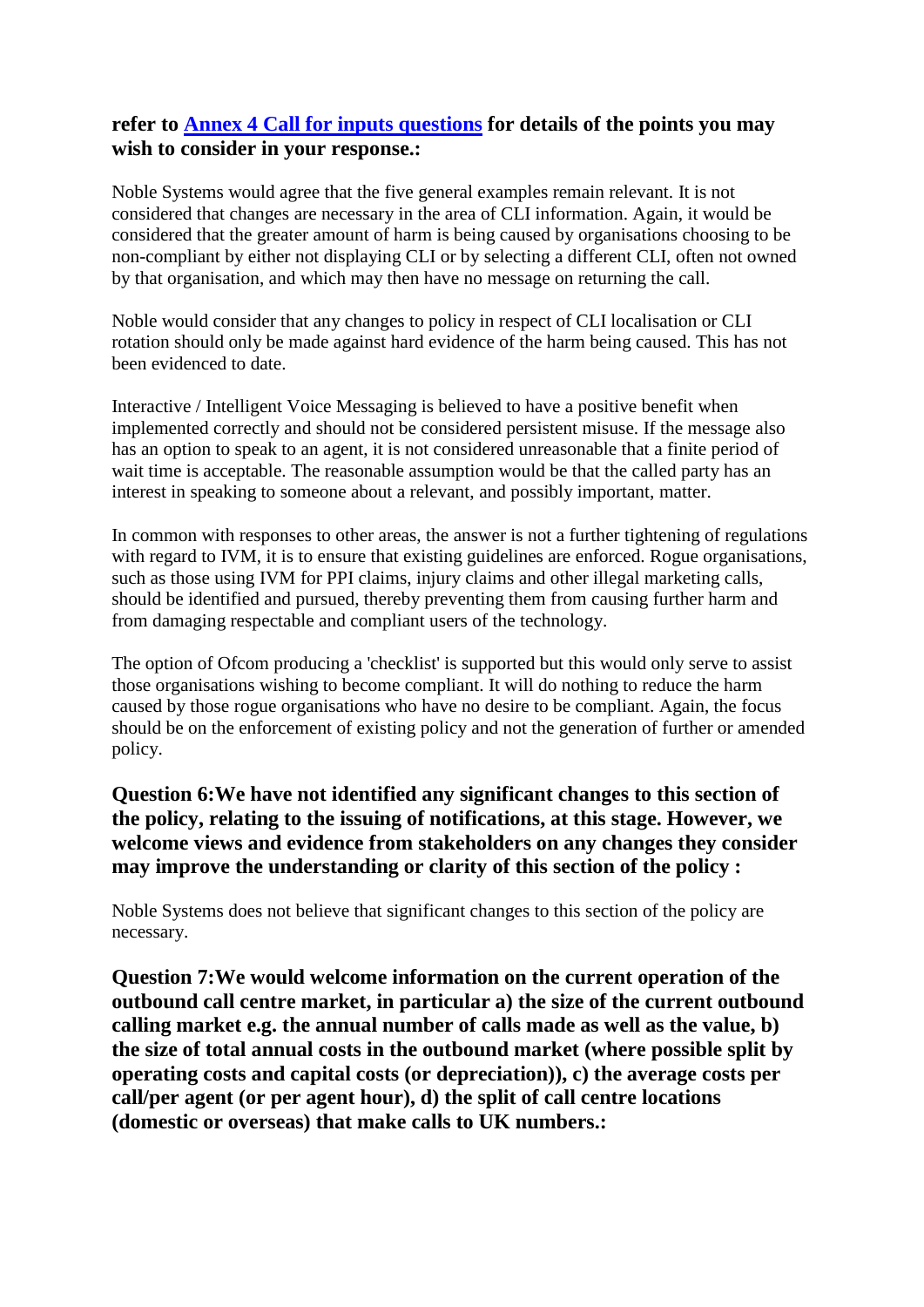**refer to [Annex 4 Call for inputs questions](#) for details of the points you may wish to consider in your response.:**

Noble Systems would agree that the five general examples remain relevant. It is not considered that changes are necessary in the area of CLI information. Again, it would be considered that the greater amount of harm is being caused by organisations choosing to be non-compliant by either not displaying CLI or by selecting a different CLI, often not owned by that organisation, and which may then have no message on returning the call.

Noble would consider that any changes to policy in respect of CLI localisation or CLI rotation should only be made against hard evidence of the harm being caused. This has not been evidenced to date.

Interactive / Intelligent Voice Messaging is believed to have a positive benefit when implemented correctly and should not be considered persistent misuse. If the message also has an option to speak to an agent, it is not considered unreasonable that a finite period of wait time is acceptable. The reasonable assumption would be that the called party has an interest in speaking to someone about a relevant, and possibly important, matter.

In common with responses to other areas, the answer is not a further tightening of regulations with regard to IVM, it is to ensure that existing guidelines are enforced. Rogue organisations, such as those using IVM for PPI claims, injury claims and other illegal marketing calls, should be identified and pursued, thereby preventing them from causing further harm and from damaging respectable and compliant users of the technology.

The option of Ofcom producing a 'checklist' is supported but this would only serve to assist those organisations wishing to become compliant. It will do nothing to reduce the harm caused by those rogue organisations who have no desire to be compliant. Again, the focus should be on the enforcement of existing policy and not the generation of further or amended policy.

**Question 6:We have not identified any significant changes to this section of the policy, relating to the issuing of notifications, at this stage. However, we welcome views and evidence from stakeholders on any changes they consider may improve the understanding or clarity of this section of the policy :**

Noble Systems does not believe that significant changes to this section of the policy are necessary.

**Question 7:We would welcome information on the current operation of the outbound call centre market, in particular a) the size of the current outbound calling market e.g. the annual number of calls made as well as the value, b) the size of total annual costs in the outbound market (where possible split by operating costs and capital costs (or depreciation)), c) the average costs per call/per agent (or per agent hour), d) the split of call centre locations (domestic or overseas) that make calls to UK numbers.:**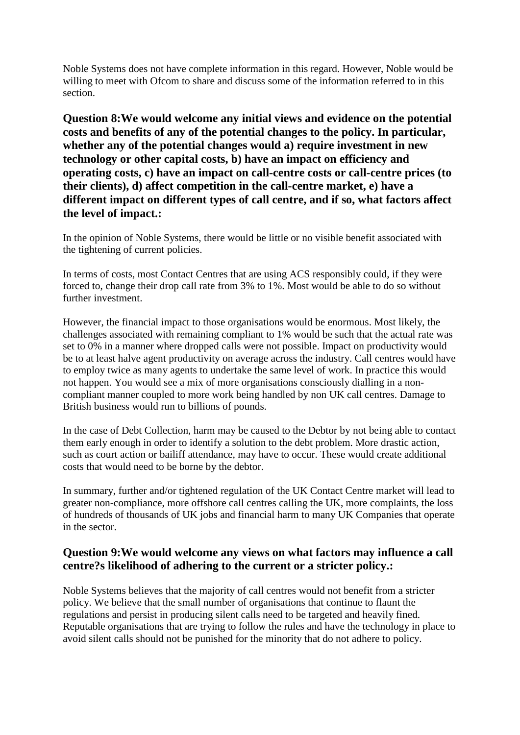Noble Systems does not have complete information in this regard. However, Noble would be willing to meet with Ofcom to share and discuss some of the information referred to in this section.

### Question 8:We would welcome any initial views and evidence on the potential costs and benefits of any of the potential changes to the policy. In particular, whether any of the potential changes would a) require investment in new technology or other capital costs, b) have an impact on efficiency and operating costs, c) have an impact on call-centre costs or call-centre prices (to their clients), d) affect competition in the call-centre market, e) have a different impact on different types of call centre, and if so, what factors affect the level of impact.:

In the opinion of Noble Systems, there would be little or no visible benefit associated with the tightening of current policies.

In terms of costs, most Contact Centres that are using ACS responsibly could, if they were forced to, change their drop call rate from 3% to 1%. Most would be able to do so without further investment.

However, the financial impact to those organisations would be enormous. Most likely, the challenges associated with remaining compliant to 1% would be such that the actual rate was set to 0% in a manner where dropped calls were not possible. Impact on productivity would be to at least halve agent productivity on average across the industry. Call centres would have to employ twice as many agents to undertake the same level of work. In practice this would not happen. You would see a mix of more organisations consciously dialling in a non-compliant manner coupled to more work being handled by non UK call centres. Damage to British business would run to billions of pounds.

In the case of Debt Collection, harm may be caused to the Debtor by not being able to contact them early enough in order to identify a solution to the debt problem. More drastic action, such as court action or bailiff attendance, may have to occur. These would create additional costs that would need to be borne by the debtor.

In summary, further and/or tightened regulation of the UK Contact Centre market will lead to greater non-compliance, more offshore call centres calling the UK, more complaints, the loss of hundreds of thousands of UK jobs and financial harm to many UK Companies that operate in the sector.

### Question 9:We would welcome any views on what factors may influence a call centre?s likelihood of adhering to the current or a stricter policy.:

Noble Systems believes that the majority of call centres would not benefit from a stricter policy. We believe that the small number of organisations that continue to flaunt the regulations and persist in producing silent calls need to be targeted and heavily fined. Reputable organisations that are trying to follow the rules and have the technology in place to avoid silent calls should not be punished for the minority that do not adhere to policy.